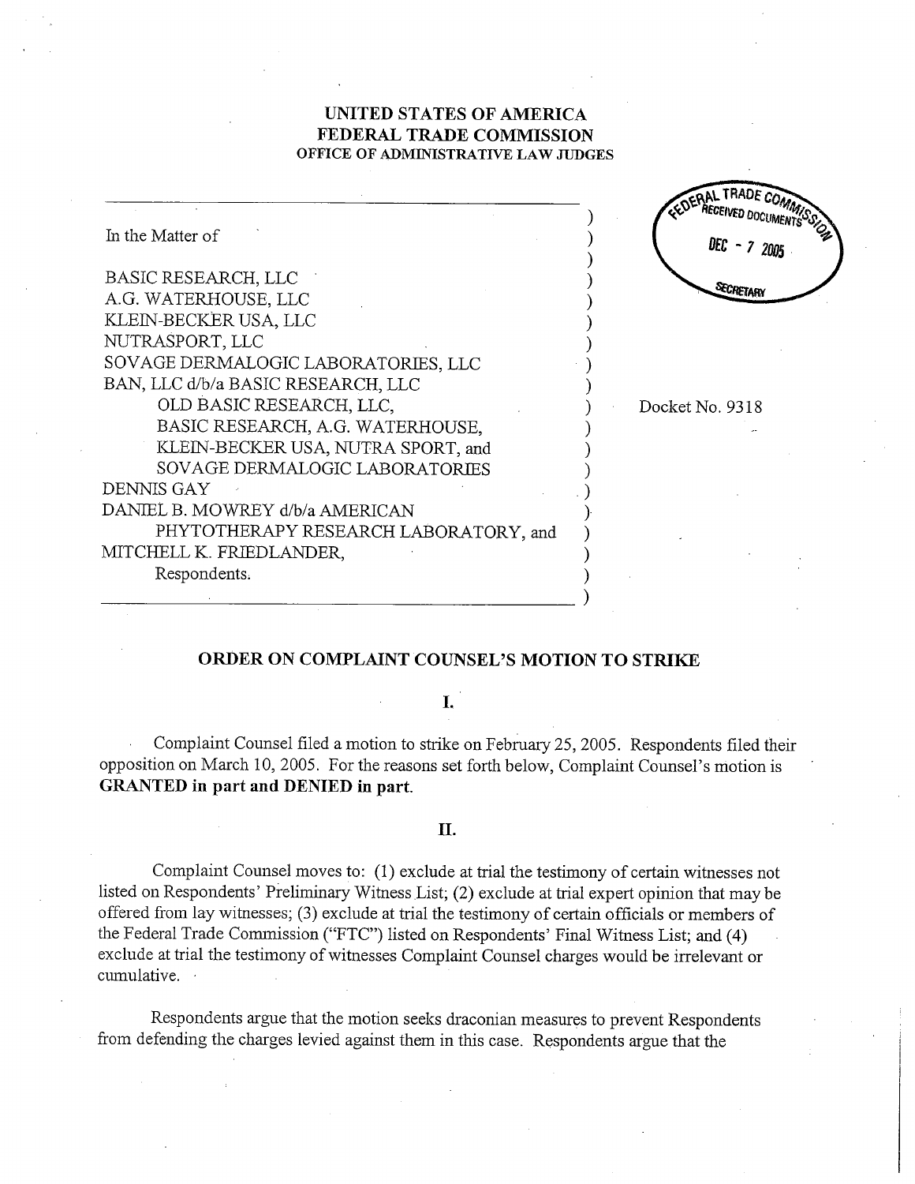**UNITED STATES OF AMERICA**
**FEDERAL TRADE COMMISSION**
**OFFICE OF ADMINISTRATIVE LAW JUDGES**

FEDERAL TRADE COMMISSION RECEIVED DOCUMENTS DEC - 7 2005 SECRETARY

In the Matter of

BASIC RESEARCH, LLC
A.G. WATERHOUSE, LLC
KLEIN-BECKER USA, LLC
NUTRASPORT, LLC
SOVAGE DERMALOGIC LABORATORIES, LLC
BAN, LLC d/b/a BASIC RESEARCH, LLC
OLD BASIC RESEARCH, LLC,
BASIC RESEARCH, A.G. WATERHOUSE,
KLEIN-BECKER USA, NUTRA SPORT, and
SOVAGE DERMALOGIC LABORATORIES
DENNIS GAY
DANIEL B. MOWREY d/b/a AMERICAN
PHYTOTHERAPY RESEARCH LABORATORY, and
MITCHELL K. FRIEDLANDER,
Respondents.

Docket No. 9318

## ORDER ON COMPLAINT COUNSEL'S MOTION TO STRIKE

### I.

Complaint Counsel filed a motion to strike on February 25, 2005. Respondents filed their opposition on March 10, 2005. For the reasons set forth below, Complaint Counsel's motion is **GRANTED in part and DENIED in part.**

### II.

Complaint Counsel moves to: (1) exclude at trial the testimony of certain witnesses not listed on Respondents' Preliminary Witness List; (2) exclude at trial expert opinion that may be offered from lay witnesses; (3) exclude at trial the testimony of certain officials or members of the Federal Trade Commission ("FTC") listed on Respondents' Final Witness List; and (4) exclude at trial the testimony of witnesses Complaint Counsel charges would be irrelevant or cumulative.

Respondents argue that the motion seeks draconian measures to prevent Respondents from defending the charges levied against them in this case. Respondents argue that the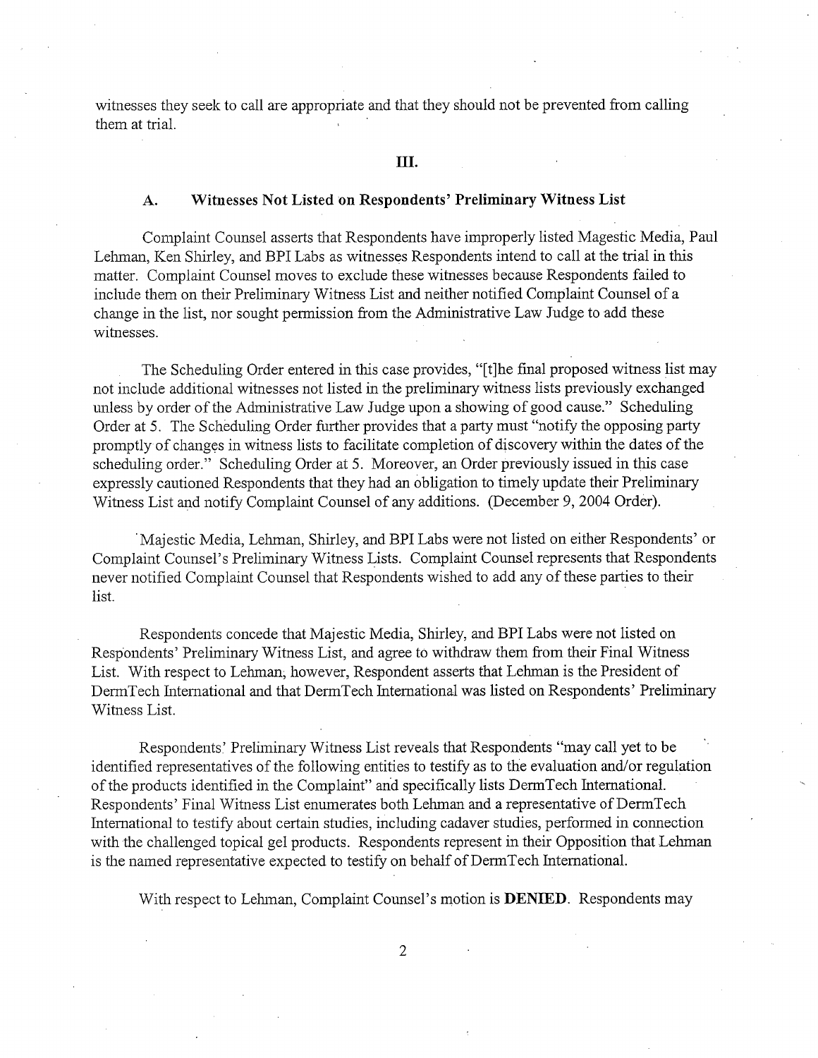witnesses they seek to call are appropriate and that they should not be prevented from calling them at trial.

## III.

### A. Witnesses Not Listed on Respondents' Preliminary Witness List

Complaint Counsel asserts that Respondents have improperly listed Magestic Media, Paul Lehman, Ken Shirley, and BPI Labs as witnesses Respondents intend to call at the trial in this matter. Complaint Counsel moves to exclude these witnesses because Respondents failed to include them on their Preliminary Witness List and neither notified Complaint Counsel of a change in the list, nor sought permission from the Administrative Law Judge to add these witnesses.

The Scheduling Order entered in this case provides, "[t]he final proposed witness list may not include additional witnesses not listed in the preliminary witness lists previously exchanged unless by order of the Administrative Law Judge upon a showing of good cause." Scheduling Order at 5. The Scheduling Order further provides that a party must "notify the opposing party promptly of changes in witness lists to facilitate completion of discovery within the dates of the scheduling order." Scheduling Order at 5. Moreover, an Order previously issued in this case expressly cautioned Respondents that they had an obligation to timely update their Preliminary Witness List and notify Complaint Counsel of any additions. (December 9, 2004 Order).

Majestic Media, Lehman, Shirley, and BPI Labs were not listed on either Respondents' or Complaint Counsel's Preliminary Witness Lists. Complaint Counsel represents that Respondents never notified Complaint Counsel that Respondents wished to add any of these parties to their list.

Respondents concede that Majestic Media, Shirley, and BPI Labs were not listed on Respondents' Preliminary Witness List, and agree to withdraw them from their Final Witness List. With respect to Lehman, however, Respondent asserts that Lehman is the President of DermTech International and that DermTech International was listed on Respondents' Preliminary Witness List.

Respondents' Preliminary Witness List reveals that Respondents "may call yet to be identified representatives of the following entities to testify as to the evaluation and/or regulation of the products identified in the Complaint" and specifically lists DermTech International. Respondents' Final Witness List enumerates both Lehman and a representative of DermTech International to testify about certain studies, including cadaver studies, performed in connection with the challenged topical gel products. Respondents represent in their Opposition that Lehman is the named representative expected to testify on behalf of DermTech International.

With respect to Lehman, Complaint Counsel's motion is **DENIED**. Respondents may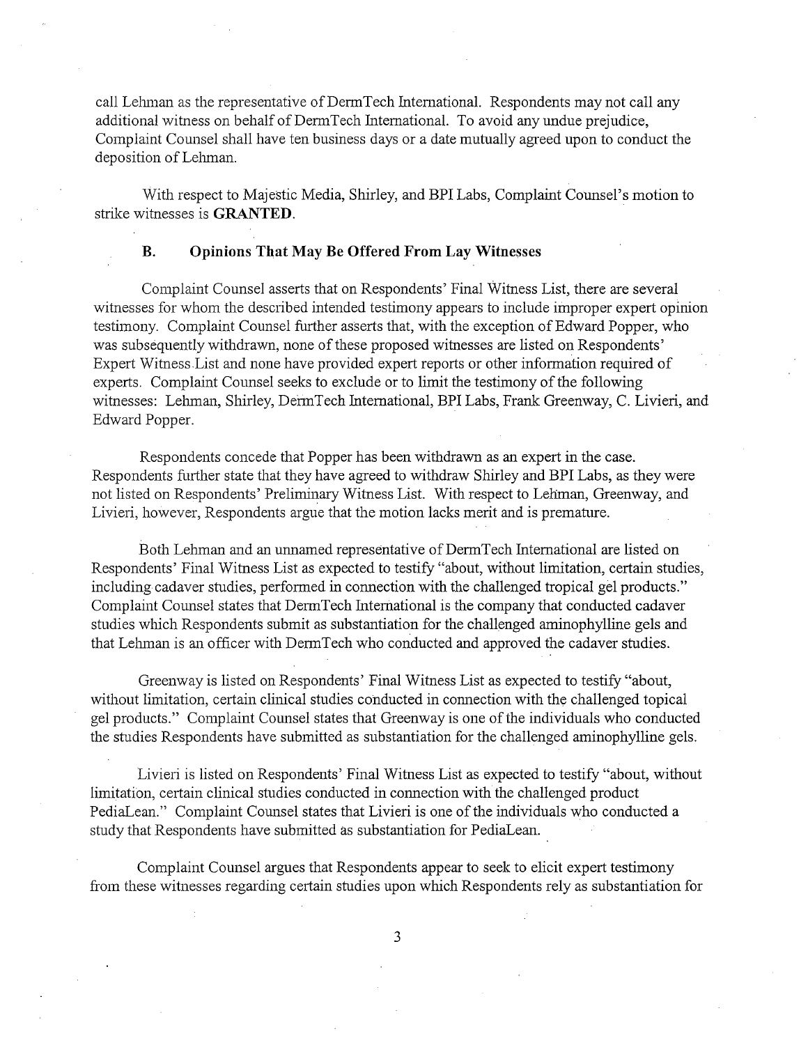call Lehman as the representative of DermTech International. Respondents may not call any additional witness on behalf of DermTech International. To avoid any undue prejudice, Complaint Counsel shall have ten business days or a date mutually agreed upon to conduct the deposition of Lehman.

With respect to Majestic Media, Shirley, and BPI Labs, Complaint Counsel's motion to strike witnesses is **GRANTED**.

### B. Opinions That May Be Offered From Lay Witnesses

Complaint Counsel asserts that on Respondents' Final Witness List, there are several witnesses for whom the described intended testimony appears to include improper expert opinion testimony. Complaint Counsel further asserts that, with the exception of Edward Popper, who was subsequently withdrawn, none of these proposed witnesses are listed on Respondents' Expert Witness List and none have provided expert reports or other information required of experts. Complaint Counsel seeks to exclude or to limit the testimony of the following witnesses: Lehman, Shirley, DermTech International, BPI Labs, Frank Greenway, C. Livieri, and Edward Popper.

Respondents concede that Popper has been withdrawn as an expert in the case. Respondents further state that they have agreed to withdraw Shirley and BPI Labs, as they were not listed on Respondents' Preliminary Witness List. With respect to Lehman, Greenway, and Livieri, however, Respondents argue that the motion lacks merit and is premature.

Both Lehman and an unnamed representative of DermTech International are listed on Respondents' Final Witness List as expected to testify "about, without limitation, certain studies, including cadaver studies, performed in connection with the challenged tropical gel products." Complaint Counsel states that DermTech International is the company that conducted cadaver studies which Respondents submit as substantiation for the challenged aminophylline gels and that Lehman is an officer with DermTech who conducted and approved the cadaver studies.

Greenway is listed on Respondents' Final Witness List as expected to testify "about, without limitation, certain clinical studies conducted in connection with the challenged topical gel products." Complaint Counsel states that Greenway is one of the individuals who conducted the studies Respondents have submitted as substantiation for the challenged aminophylline gels.

Livieri is listed on Respondents' Final Witness List as expected to testify "about, without limitation, certain clinical studies conducted in connection with the challenged product PediaLean." Complaint Counsel states that Livieri is one of the individuals who conducted a study that Respondents have submitted as substantiation for PediaLean.

Complaint Counsel argues that Respondents appear to seek to elicit expert testimony from these witnesses regarding certain studies upon which Respondents rely as substantiation for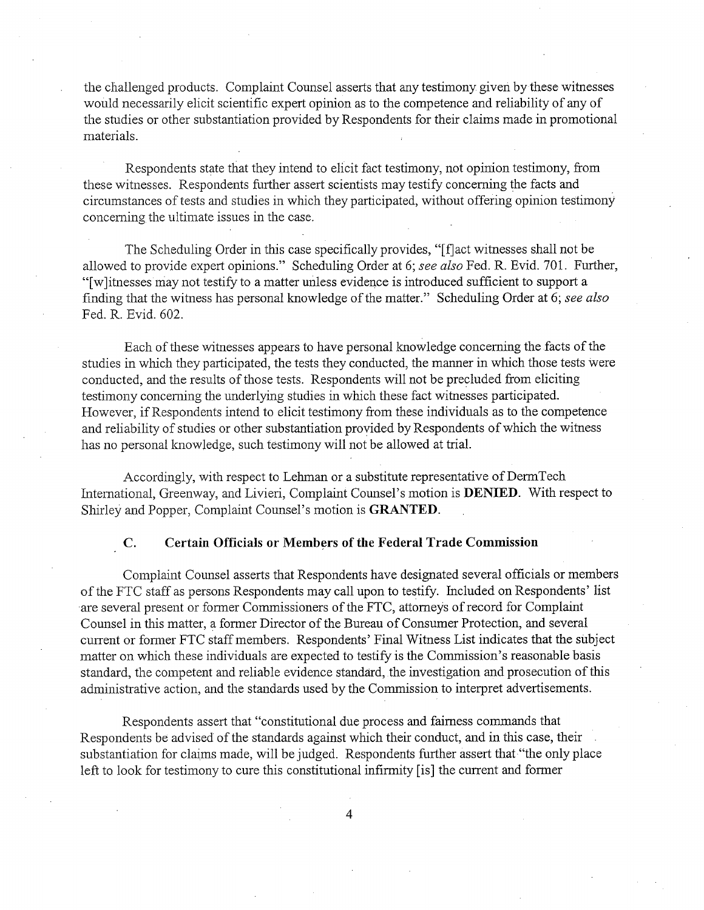the challenged products. Complaint Counsel asserts that any testimony given by these witnesses would necessarily elicit scientific expert opinion as to the competence and reliability of any of the studies or other substantiation provided by Respondents for their claims made in promotional materials.

Respondents state that they intend to elicit fact testimony, not opinion testimony, from these witnesses. Respondents further assert scientists may testify concerning the facts and circumstances of tests and studies in which they participated, without offering opinion testimony concerning the ultimate issues in the case.

The Scheduling Order in this case specifically provides, "[f]act witnesses shall not be allowed to provide expert opinions." Scheduling Order at 6; *see also* Fed. R. Evid. 701. Further, "[w]itnesses may not testify to a matter unless evidence is introduced sufficient to support a finding that the witness has personal knowledge of the matter." Scheduling Order at 6; *see also* Fed. R. Evid. 602.

Each of these witnesses appears to have personal knowledge concerning the facts of the studies in which they participated, the tests they conducted, the manner in which those tests were conducted, and the results of those tests. Respondents will not be precluded from eliciting testimony concerning the underlying studies in which these fact witnesses participated. However, if Respondents intend to elicit testimony from these individuals as to the competence and reliability of studies or other substantiation provided by Respondents of which the witness has no personal knowledge, such testimony will not be allowed at trial.

Accordingly, with respect to Lehman or a substitute representative of DermTech International, Greenway, and Livieri, Complaint Counsel's motion is **DENIED**. With respect to Shirley and Popper, Complaint Counsel's motion is **GRANTED**.

### C. Certain Officials or Members of the Federal Trade Commission

Complaint Counsel asserts that Respondents have designated several officials or members of the FTC staff as persons Respondents may call upon to testify. Included on Respondents' list are several present or former Commissioners of the FTC, attorneys of record for Complaint Counsel in this matter, a former Director of the Bureau of Consumer Protection, and several current or former FTC staff members. Respondents' Final Witness List indicates that the subject matter on which these individuals are expected to testify is the Commission's reasonable basis standard, the competent and reliable evidence standard, the investigation and prosecution of this administrative action, and the standards used by the Commission to interpret advertisements.

Respondents assert that "constitutional due process and fairness commands that Respondents be advised of the standards against which their conduct, and in this case, their substantiation for claims made, will be judged. Respondents further assert that "the only place left to look for testimony to cure this constitutional infirmity [is] the current and former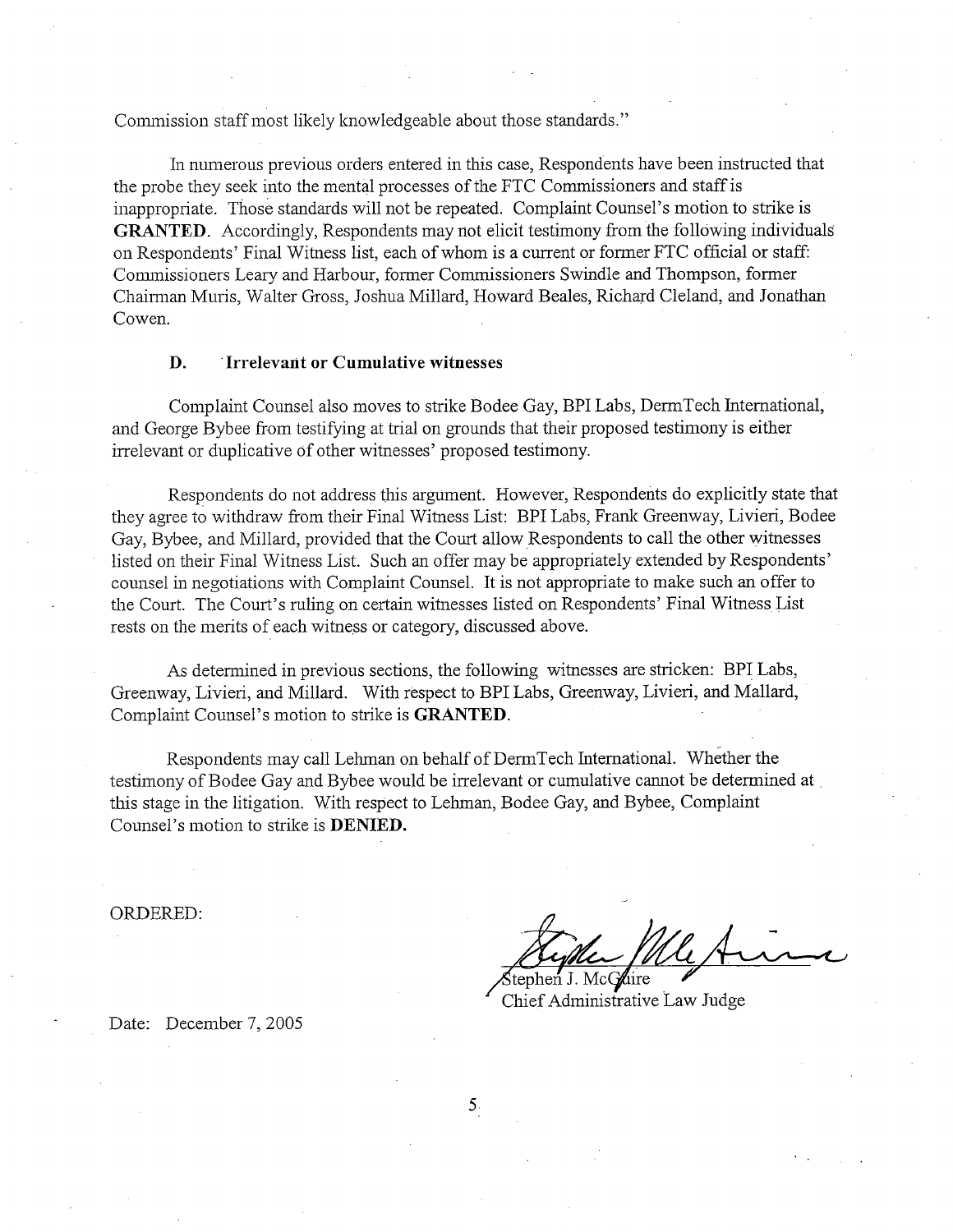Commission staff most likely knowledgeable about those standards."

In numerous previous orders entered in this case, Respondents have been instructed that the probe they seek into the mental processes of the FTC Commissioners and staff is inappropriate. Those standards will not be repeated. Complaint Counsel's motion to strike is **GRANTED**. Accordingly, Respondents may not elicit testimony from the following individuals on Respondents' Final Witness list, each of whom is a current or former FTC official or staff: Commissioners Leary and Harbour, former Commissioners Swindle and Thompson, former Chairman Muris, Walter Gross, Joshua Millard, Howard Beales, Richard Cleland, and Jonathan Cowen.

### D. Irrelevant or Cumulative witnesses

Complaint Counsel also moves to strike Bodee Gay, BPI Labs, DermTech International, and George Bybee from testifying at trial on grounds that their proposed testimony is either irrelevant or duplicative of other witnesses' proposed testimony.

Respondents do not address this argument. However, Respondents do explicitly state that they agree to withdraw from their Final Witness List: BPI Labs, Frank Greenway, Livieri, Bodee Gay, Bybee, and Millard, provided that the Court allow Respondents to call the other witnesses listed on their Final Witness List. Such an offer may be appropriately extended by Respondents' counsel in negotiations with Complaint Counsel. It is not appropriate to make such an offer to the Court. The Court's ruling on certain witnesses listed on Respondents' Final Witness List rests on the merits of each witness or category, discussed above.

As determined in previous sections, the following witnesses are stricken: BPI Labs, Greenway, Livieri, and Millard. With respect to BPI Labs, Greenway, Livieri, and Mallard, Complaint Counsel's motion to strike is **GRANTED**.

Respondents may call Lehman on behalf of DermTech International. Whether the testimony of Bodee Gay and Bybee would be irrelevant or cumulative cannot be determined at this stage in the litigation. With respect to Lehman, Bodee Gay, and Bybee, Complaint Counsel's motion to strike is **DENIED.**

ORDERED:

Stephen J. McGuire
Chief Administrative Law Judge

Date: December 7, 2005